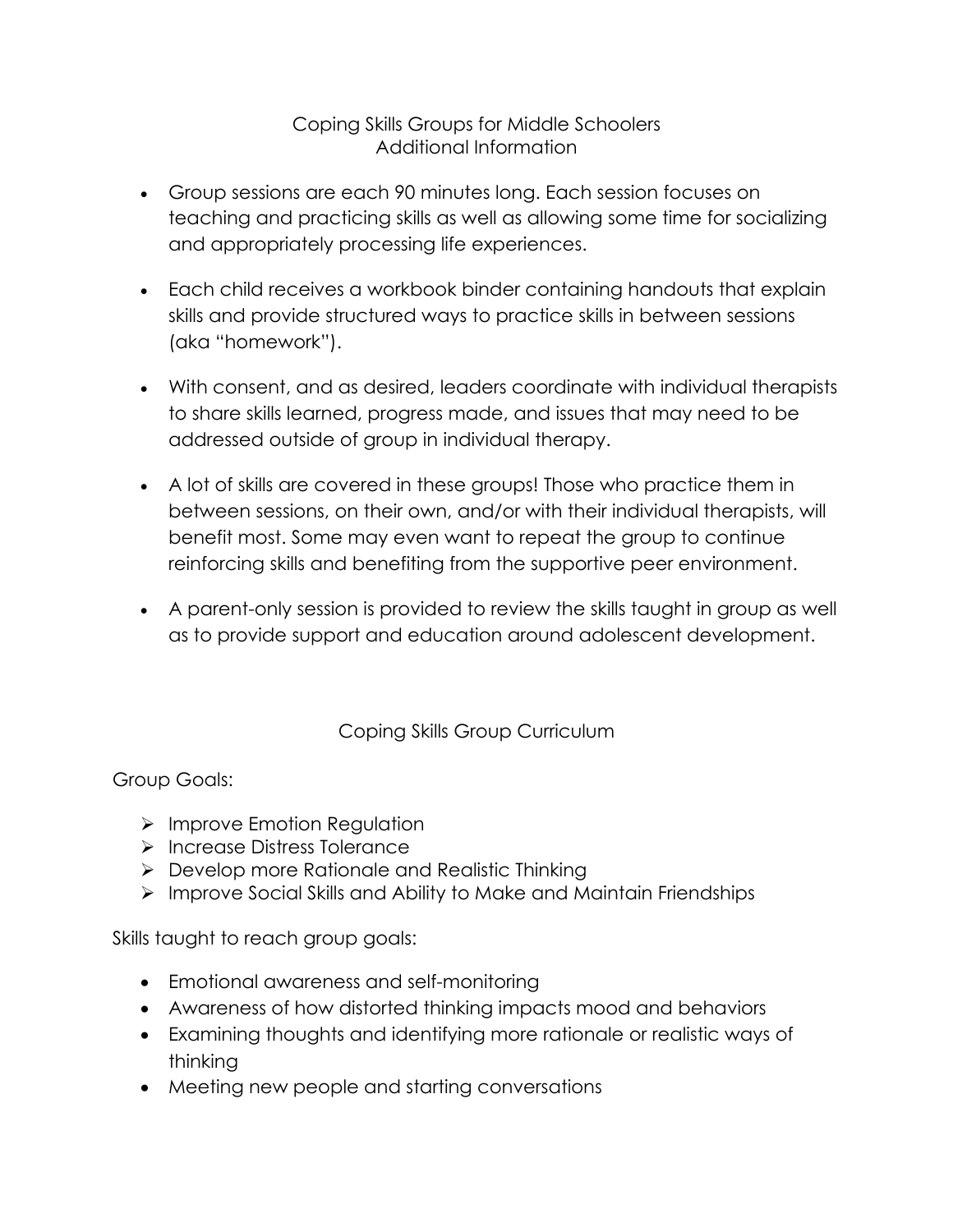# Coping Skills Groups for Middle Schoolers
## Additional Information

- Group sessions are each 90 minutes long. Each session focuses on teaching and practicing skills as well as allowing some time for socializing and appropriately processing life experiences.
- Each child receives a workbook binder containing handouts that explain skills and provide structured ways to practice skills in between sessions (aka "homework").
- With consent, and as desired, leaders coordinate with individual therapists to share skills learned, progress made, and issues that may need to be addressed outside of group in individual therapy.
- A lot of skills are covered in these groups! Those who practice them in between sessions, on their own, and/or with their individual therapists, will benefit most. Some may even want to repeat the group to continue reinforcing skills and benefiting from the supportive peer environment.
- A parent-only session is provided to review the skills taught in group as well as to provide support and education around adolescent development.

## Coping Skills Group Curriculum

Group Goals:

- Improve Emotion Regulation
- Increase Distress Tolerance
- Develop more Rationale and Realistic Thinking
- Improve Social Skills and Ability to Make and Maintain Friendships

Skills taught to reach group goals:

- Emotional awareness and self-monitoring
- Awareness of how distorted thinking impacts mood and behaviors
- Examining thoughts and identifying more rationale or realistic ways of thinking
- Meeting new people and starting conversations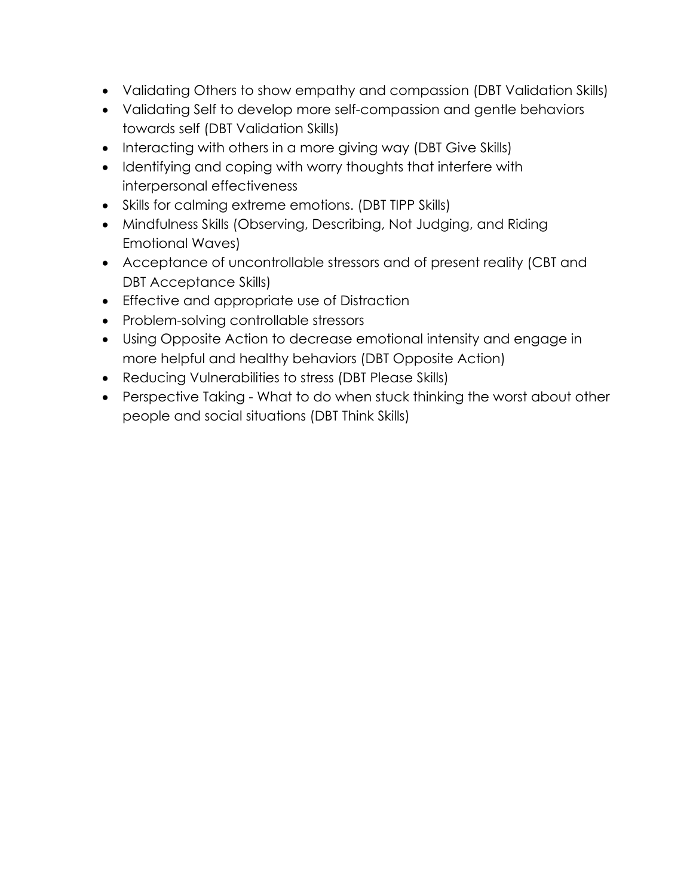- Validating Others to show empathy and compassion (DBT Validation Skills)
- Validating Self to develop more self-compassion and gentle behaviors towards self (DBT Validation Skills)
- Interacting with others in a more giving way (DBT Give Skills)
- Identifying and coping with worry thoughts that interfere with interpersonal effectiveness
- Skills for calming extreme emotions. (DBT TIPP Skills)
- Mindfulness Skills (Observing, Describing, Not Judging, and Riding Emotional Waves)
- Acceptance of uncontrollable stressors and of present reality (CBT and DBT Acceptance Skills)
- Effective and appropriate use of Distraction
- Problem-solving controllable stressors
- Using Opposite Action to decrease emotional intensity and engage in more helpful and healthy behaviors (DBT Opposite Action)
- Reducing Vulnerabilities to stress (DBT Please Skills)
- Perspective Taking - What to do when stuck thinking the worst about other people and social situations (DBT Think Skills)